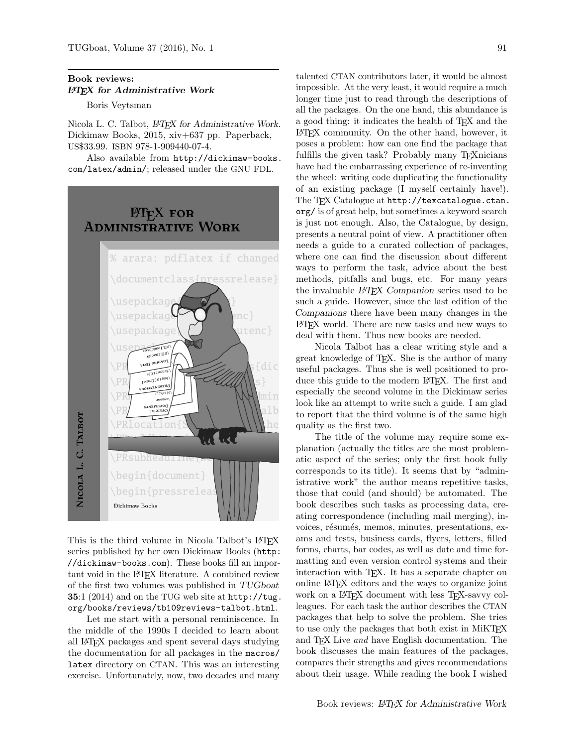## Book reviews: *LaTeX for Administrative Work*

Boris Veytsman

Nicola L. C. Talbot, *LaTeX for Administrative Work*. Dickimaw Books, 2015, xiv+637 pp. Paperback, US$33.99. ISBN 978-1-909440-07-4.

Also available from `http://dickimaw-books.com/latex/admin/`; released under the GNU FDL.

This is the third volume in Nicola Talbot's LaTeX series published by her own Dickimaw Books (`http://dickimaw-books.com`). These books fill an important void in the LaTeX literature. A combined review of the first two volumes was published in *TUGboat* **35**:1 (2014) and on the TUG web site at `http://tug.org/books/reviews/tb109reviews-talbot.html`.

Let me start with a personal reminiscence. In the middle of the 1990s I decided to learn about all LaTeX packages and spent several days studying the documentation for all packages in the `macros/latex` directory on CTAN. This was an interesting exercise. Unfortunately, now, two decades and many talented CTAN contributors later, it would be almost impossible. At the very least, it would require a much longer time just to read through the descriptions of all the packages. On the one hand, this abundance is a good thing: it indicates the health of TeX and the LaTeX community. On the other hand, however, it poses a problem: how can one find the package that fulfills the given task? Probably many TeXnicians have had the embarrassing experience of re-inventing the wheel: writing code duplicating the functionality of an existing package (I myself certainly have!). The TeX Catalogue at `http://texcatalogue.ctan.org/` is of great help, but sometimes a keyword search is just not enough. Also, the Catalogue, by design, presents a neutral point of view. A practitioner often needs a guide to a curated collection of packages, where one can find the discussion about different ways to perform the task, advice about the best methods, pitfalls and bugs, etc. For many years the invaluable *LaTeX Companion* series used to be such a guide. However, since the last edition of the *Companions* there have been many changes in the LaTeX world. There are new tasks and new ways to deal with them. Thus new books are needed.

Nicola Talbot has a clear writing style and a great knowledge of TeX. She is the author of many useful packages. Thus she is well positioned to produce this guide to the modern LaTeX. The first and especially the second volume in the Dickimaw series look like an attempt to write such a guide. I am glad to report that the third volume is of the same high quality as the first two.

The title of the volume may require some explanation (actually the titles are the most problematic aspect of the series; only the first book fully corresponds to its title). It seems that by "administrative work" the author means repetitive tasks, those that could (and should) be automated. The book describes such tasks as processing data, creating correspondence (including mail merging), invoices, résumés, memos, minutes, presentations, exams and tests, business cards, flyers, letters, filled forms, charts, bar codes, as well as date and time formatting and even version control systems and their interaction with TeX. It has a separate chapter on online LaTeX editors and the ways to organize joint work on a LaTeX document with less TeX-savvy colleagues. For each task the author describes the CTAN packages that help to solve the problem. She tries to use only the packages that both exist in MiKTeX and TeX Live *and* have English documentation. The book discusses the main features of the packages, compares their strengths and gives recommendations about their usage. While reading the book I wished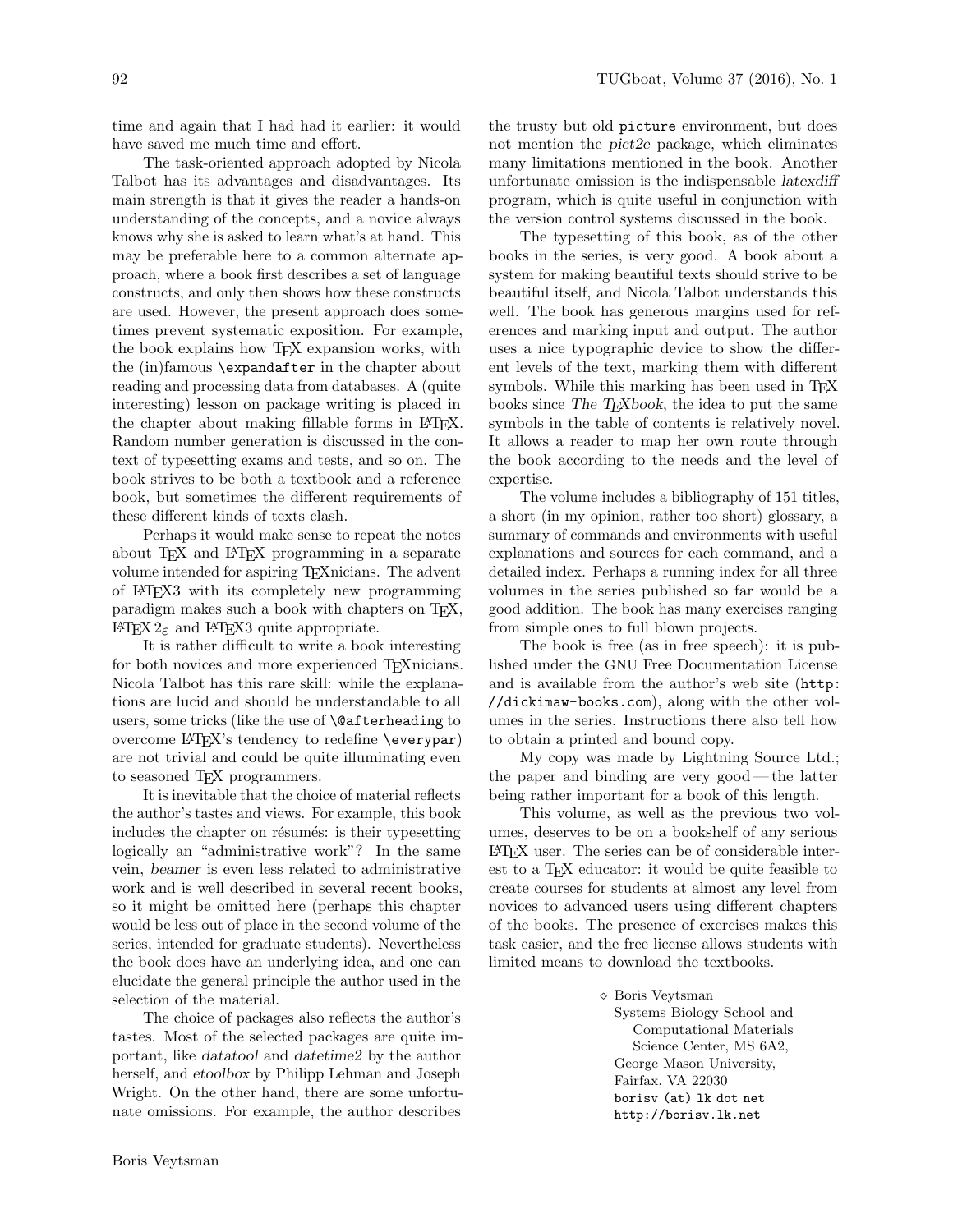time and again that I had had it earlier: it would have saved me much time and effort.

The task-oriented approach adopted by Nicola Talbot has its advantages and disadvantages. Its main strength is that it gives the reader a hands-on understanding of the concepts, and a novice always knows why she is asked to learn what's at hand. This may be preferable here to a common alternate approach, where a book first describes a set of language constructs, and only then shows how these constructs are used. However, the present approach does sometimes prevent systematic exposition. For example, the book explains how TeX expansion works, with the (in)famous `\expandafter` in the chapter about reading and processing data from databases. A (quite interesting) lesson on package writing is placed in the chapter about making fillable forms in LaTeX. Random number generation is discussed in the context of typesetting exams and tests, and so on. The book strives to be both a textbook and a reference book, but sometimes the different requirements of these different kinds of texts clash.

Perhaps it would make sense to repeat the notes about TeX and LaTeX programming in a separate volume intended for aspiring TeXnicians. The advent of LaTeX3 with its completely new programming paradigm makes such a book with chapters on TeX, LaTeX $2_\varepsilon$ and LaTeX3 quite appropriate.

It is rather difficult to write a book interesting for both novices and more experienced TeXnicians. Nicola Talbot has this rare skill: while the explanations are lucid and should be understandable to all users, some tricks (like the use of `\@afterheading` to overcome LaTeX's tendency to redefine `\everypar`) are not trivial and could be quite illuminating even to seasoned TeX programmers.

It is inevitable that the choice of material reflects the author's tastes and views. For example, this book includes the chapter on résumés: is their typesetting logically an "administrative work"? In the same vein, *beamer* is even less related to administrative work and is well described in several recent books, so it might be omitted here (perhaps this chapter would be less out of place in the second volume of the series, intended for graduate students). Nevertheless the book does have an underlying idea, and one can elucidate the general principle the author used in the selection of the material.

The choice of packages also reflects the author's tastes. Most of the selected packages are quite important, like *datatool* and *datetime2* by the author herself, and *etoolbox* by Philipp Lehman and Joseph Wright. On the other hand, there are some unfortunate omissions. For example, the author describes the trusty but old `picture` environment, but does not mention the *pict2e* package, which eliminates many limitations mentioned in the book. Another unfortunate omission is the indispensable *latexdiff* program, which is quite useful in conjunction with the version control systems discussed in the book.

The typesetting of this book, as of the other books in the series, is very good. A book about a system for making beautiful texts should strive to be beautiful itself, and Nicola Talbot understands this well. The book has generous margins used for references and marking input and output. The author uses a nice typographic device to show the different levels of the text, marking them with different symbols. While this marking has been used in TeX books since *The TeXbook*, the idea to put the same symbols in the table of contents is relatively novel. It allows a reader to map her own route through the book according to the needs and the level of expertise.

The volume includes a bibliography of 151 titles, a short (in my opinion, rather too short) glossary, a summary of commands and environments with useful explanations and sources for each command, and a detailed index. Perhaps a running index for all three volumes in the series published so far would be a good addition. The book has many exercises ranging from simple ones to full blown projects.

The book is free (as in free speech): it is published under the GNU Free Documentation License and is available from the author's web site (`http://dickimaw-books.com`), along with the other volumes in the series. Instructions there also tell how to obtain a printed and bound copy.

My copy was made by Lightning Source Ltd.; the paper and binding are very good — the latter being rather important for a book of this length.

This volume, as well as the previous two volumes, deserves to be on a bookshelf of any serious LaTeX user. The series can be of considerable interest to a TeX educator: it would be quite feasible to create courses for students at almost any level from novices to advanced users using different chapters of the books. The presence of exercises makes this task easier, and the free license allows students with limited means to download the textbooks.

◇ Boris Veytsman
Systems Biology School and Computational Materials Science Center, MS 6A2,
George Mason University,
Fairfax, VA 22030
`borisv (at) lk dot net`
`http://borisv.lk.net`